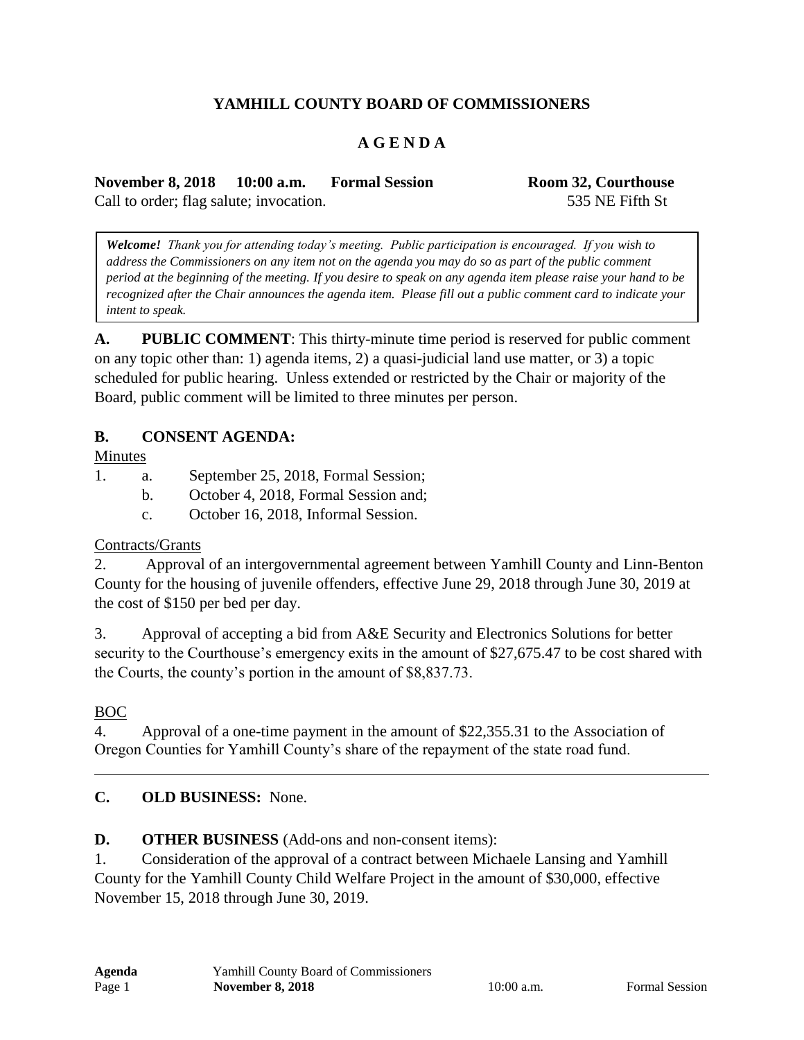# YAMHILL COUNTY BOARD OF COMMISSIONERS

## A G E N D A

**November 8, 2018 10:00 a.m. Formal Session** **Room 32, Courthouse**
Call to order; flag salute; invocation. 535 NE Fifth St

> ***Welcome!*** *Thank you for attending today's meeting. Public participation is encouraged. If you wish to address the Commissioners on any item not on the agenda you may do so as part of the public comment period at the beginning of the meeting. If you desire to speak on any agenda item please raise your hand to be recognized after the Chair announces the agenda item. Please fill out a public comment card to indicate your intent to speak.*

**A. PUBLIC COMMENT**: This thirty-minute time period is reserved for public comment on any topic other than: 1) agenda items, 2) a quasi-judicial land use matter, or 3) a topic scheduled for public hearing. Unless extended or restricted by the Chair or majority of the Board, public comment will be limited to three minutes per person.

**B. CONSENT AGENDA:**

Minutes

1. a. September 25, 2018, Formal Session;
   b. October 4, 2018, Formal Session and;
   c. October 16, 2018, Informal Session.

Contracts/Grants

2. Approval of an intergovernmental agreement between Yamhill County and Linn-Benton County for the housing of juvenile offenders, effective June 29, 2018 through June 30, 2019 at the cost of $150 per bed per day.

3. Approval of accepting a bid from A&E Security and Electronics Solutions for better security to the Courthouse's emergency exits in the amount of $27,675.47 to be cost shared with the Courts, the county's portion in the amount of $8,837.73.

BOC

4. Approval of a one-time payment in the amount of $22,355.31 to the Association of Oregon Counties for Yamhill County's share of the repayment of the state road fund.

---

**C. OLD BUSINESS:** None.

**D. OTHER BUSINESS** (Add-ons and non-consent items):

1. Consideration of the approval of a contract between Michaele Lansing and Yamhill County for the Yamhill County Child Welfare Project in the amount of $30,000, effective November 15, 2018 through June 30, 2019.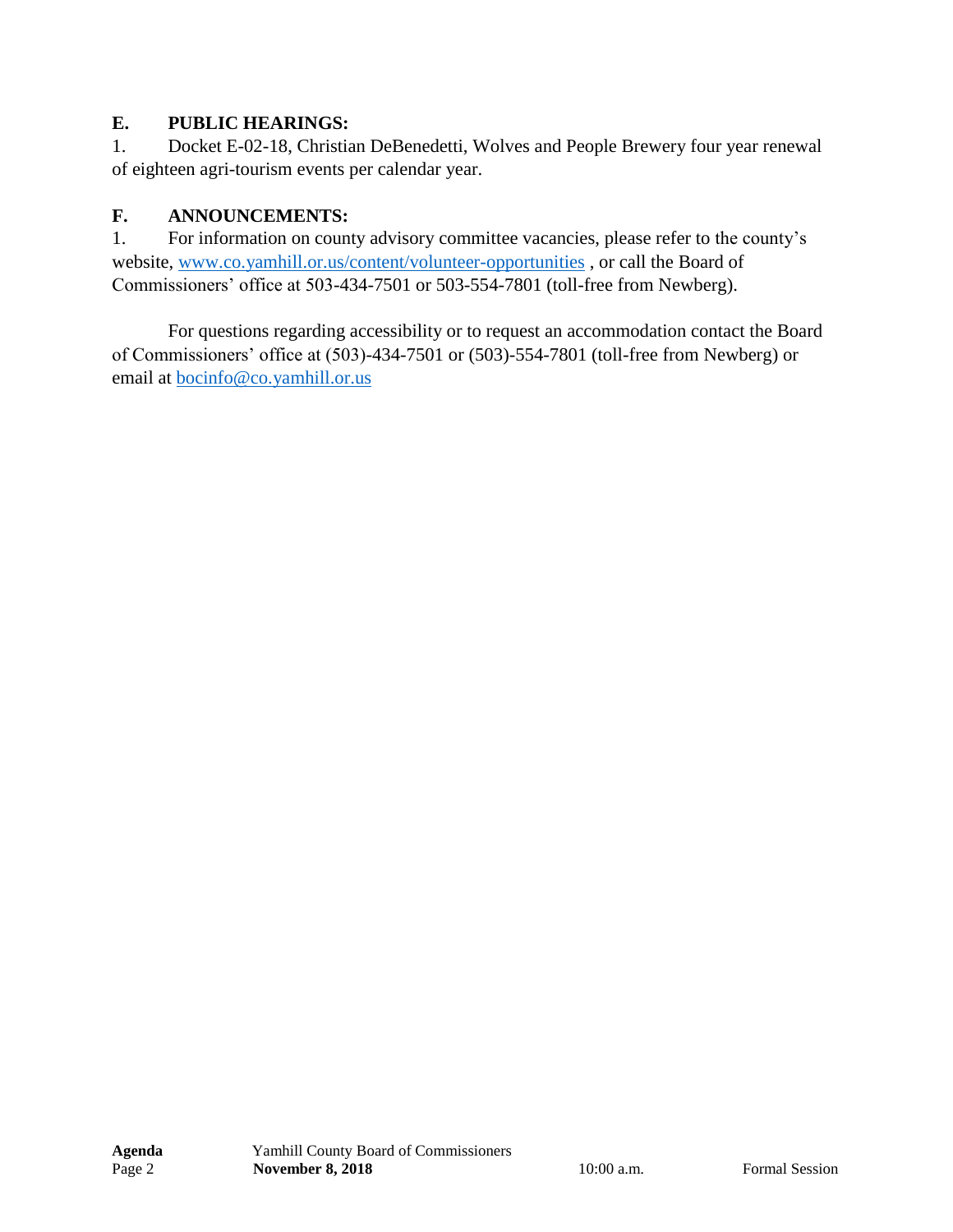## E. PUBLIC HEARINGS:

1. Docket E-02-18, Christian DeBenedetti, Wolves and People Brewery four year renewal of eighteen agri-tourism events per calendar year.

## F. ANNOUNCEMENTS:

1. For information on county advisory committee vacancies, please refer to the county's website, [www.co.yamhill.or.us/content/volunteer-opportunities](http://www.co.yamhill.or.us/content/volunteer-opportunities) , or call the Board of Commissioners' office at 503-434-7501 or 503-554-7801 (toll-free from Newberg).

For questions regarding accessibility or to request an accommodation contact the Board of Commissioners' office at (503)-434-7501 or (503)-554-7801 (toll-free from Newberg) or email at [bocinfo@co.yamhill.or.us](mailto:bocinfo@co.yamhill.or.us)